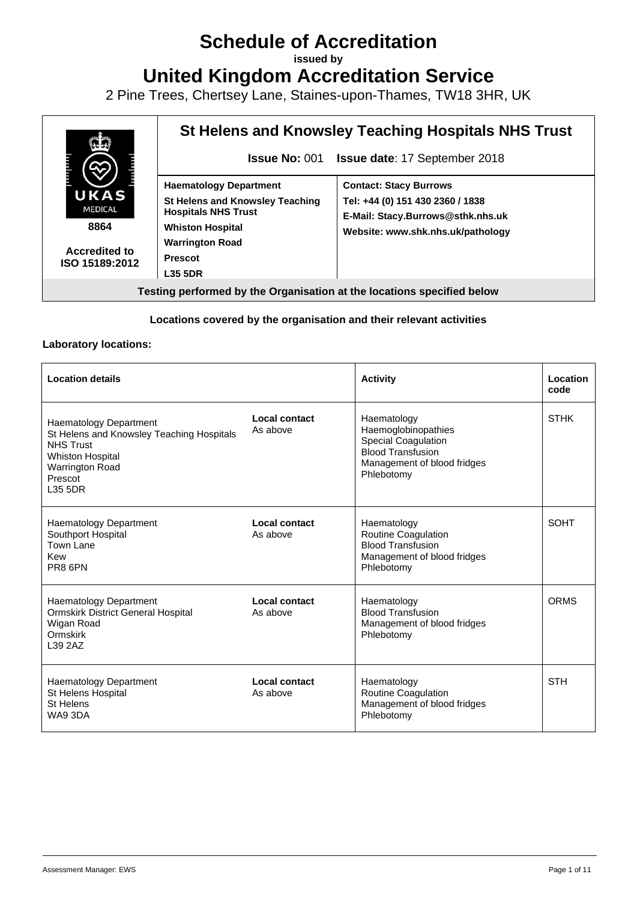# Schedule of Accreditation

**issued by**

# United Kingdom Accreditation Service

2 Pine Trees, Chertsey Lane, Staines-upon-Thames, TW18 3HR, UK

| UKAS MEDICAL 8864 Accredited to ISO 15189:2012 | **St Helens and Knowsley Teaching Hospitals NHS Trust** | |
|---|---|---|
| | **Issue No:** 001 **Issue date**: 17 September 2018 | |
| | **Haematology Department**<br>**St Helens and Knowsley Teaching Hospitals NHS Trust**<br>**Whiston Hospital**<br>**Warrington Road**<br>**Prescot**<br>**L35 5DR** | **Contact: Stacy Burrows**<br>**Tel: +44 (0) 151 430 2360 / 1838**<br>**E-Mail: Stacy.Burrows@sthk.nhs.uk**<br>**Website: www.shk.nhs.uk/pathology** |
| **Testing performed by the Organisation at the locations specified below** | | |

**Locations covered by the organisation and their relevant activities**

**Laboratory locations:**

| Location details | | Activity | Location code |
|---|---|---|---|
| Haematology Department<br>St Helens and Knowsley Teaching Hospitals NHS Trust<br>Whiston Hospital<br>Warrington Road<br>Prescot<br>L35 5DR | **Local contact**<br>As above | Haematology<br>Haemoglobinopathies<br>Special Coagulation<br>Blood Transfusion<br>Management of blood fridges<br>Phlebotomy | STHK |
| Haematology Department<br>Southport Hospital<br>Town Lane<br>Kew<br>PR8 6PN | **Local contact**<br>As above | Haematology<br>Routine Coagulation<br>Blood Transfusion<br>Management of blood fridges<br>Phlebotomy | SOHT |
| Haematology Department<br>Ormskirk District General Hospital<br>Wigan Road<br>Ormskirk<br>L39 2AZ | **Local contact**<br>As above | Haematology<br>Blood Transfusion<br>Management of blood fridges<br>Phlebotomy | ORMS |
| Haematology Department<br>St Helens Hospital<br>St Helens<br>WA9 3DA | **Local contact**<br>As above | Haematology<br>Routine Coagulation<br>Management of blood fridges<br>Phlebotomy | STH |

Assessment Manager: EWS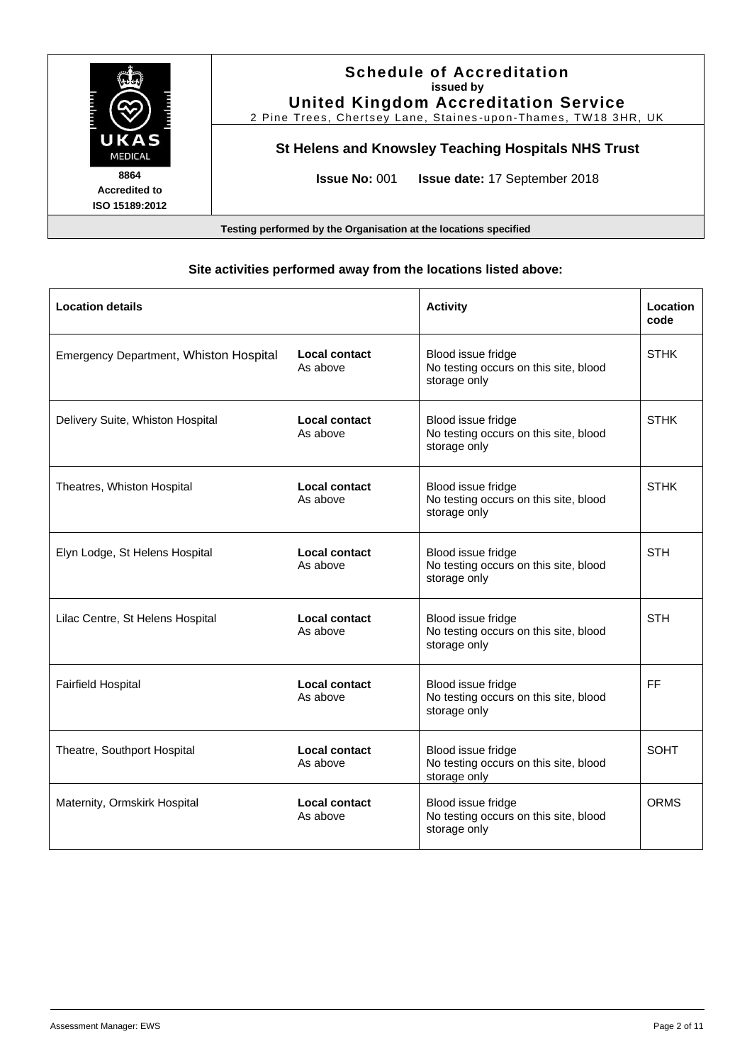# Schedule of Accreditation

**issued by**

**United Kingdom Accreditation Service**

2 Pine Trees, Chertsey Lane, Staines-upon-Thames, TW18 3HR, UK

**8864**
**Accredited to**
**ISO 15189:2012**

## St Helens and Knowsley Teaching Hospitals NHS Trust

**Issue No:** 001 **Issue date:** 17 September 2018

**Testing performed by the Organisation at the locations specified**

### Site activities performed away from the locations listed above:

| Location details | | Activity | Location code |
|---|---|---|---|
| Emergency Department, Whiston Hospital | **Local contact** As above | Blood issue fridge No testing occurs on this site, blood storage only | STHK |
| Delivery Suite, Whiston Hospital | **Local contact** As above | Blood issue fridge No testing occurs on this site, blood storage only | STHK |
| Theatres, Whiston Hospital | **Local contact** As above | Blood issue fridge No testing occurs on this site, blood storage only | STHK |
| Elyn Lodge, St Helens Hospital | **Local contact** As above | Blood issue fridge No testing occurs on this site, blood storage only | STH |
| Lilac Centre, St Helens Hospital | **Local contact** As above | Blood issue fridge No testing occurs on this site, blood storage only | STH |
| Fairfield Hospital | **Local contact** As above | Blood issue fridge No testing occurs on this site, blood storage only | FF |
| Theatre, Southport Hospital | **Local contact** As above | Blood issue fridge No testing occurs on this site, blood storage only | SOHT |
| Maternity, Ormskirk Hospital | **Local contact** As above | Blood issue fridge No testing occurs on this site, blood storage only | ORMS |

Assessment Manager: EWS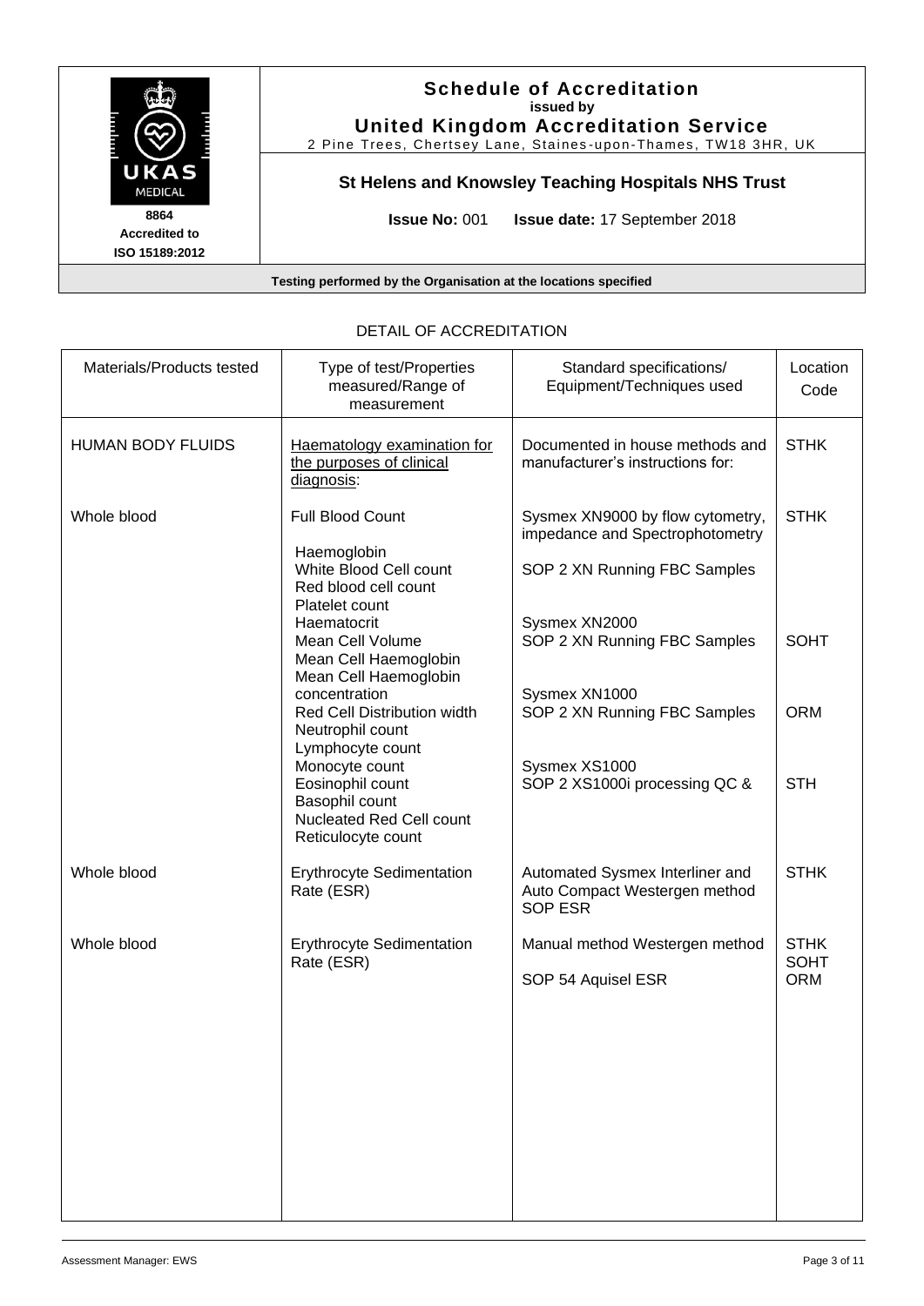**Schedule of Accreditation**
**issued by**
**United Kingdom Accreditation Service**
2 Pine Trees, Chertsey Lane, Staines-upon-Thames, TW18 3HR, UK

UKAS MEDICAL
**8864**
**Accredited to**
**ISO 15189:2012**

**St Helens and Knowsley Teaching Hospitals NHS Trust**

**Issue No:** 001 **Issue date:** 17 September 2018

**Testing performed by the Organisation at the locations specified**

DETAIL OF ACCREDITATION

| Materials/Products tested | Type of test/Properties measured/Range of measurement | Standard specifications/ Equipment/Techniques used | Location Code |
|---|---|---|---|
| HUMAN BODY FLUIDS | Haematology examination for the purposes of clinical diagnosis: | Documented in house methods and manufacturer's instructions for: | STHK |
| Whole blood | Full Blood Count<br><br>Haemoglobin<br>White Blood Cell count<br>Red blood cell count<br>Platelet count<br>Haematocrit<br>Mean Cell Volume<br>Mean Cell Haemoglobin<br>Mean Cell Haemoglobin concentration<br>Red Cell Distribution width<br>Neutrophil count<br>Lymphocyte count<br>Monocyte count<br>Eosinophil count<br>Basophil count<br>Nucleated Red Cell count<br>Reticulocyte count | Sysmex XN9000 by flow cytometry, impedance and Spectrophotometry<br><br>SOP 2 XN Running FBC Samples<br><br>Sysmex XN2000<br>SOP 2 XN Running FBC Samples<br><br>Sysmex XN1000<br>SOP 2 XN Running FBC Samples<br><br>Sysmex XS1000<br>SOP 2 XS1000i processing QC & | STHK<br><br><br><br>SOHT<br><br><br>ORM<br><br><br>STH |
| Whole blood | Erythrocyte Sedimentation Rate (ESR) | Automated Sysmex Interliner and Auto Compact Westergen method SOP ESR | STHK |
| Whole blood | Erythrocyte Sedimentation Rate (ESR) | Manual method Westergen method<br><br>SOP 54 Aquisel ESR | STHK<br>SOHT<br>ORM |

Assessment Manager: EWS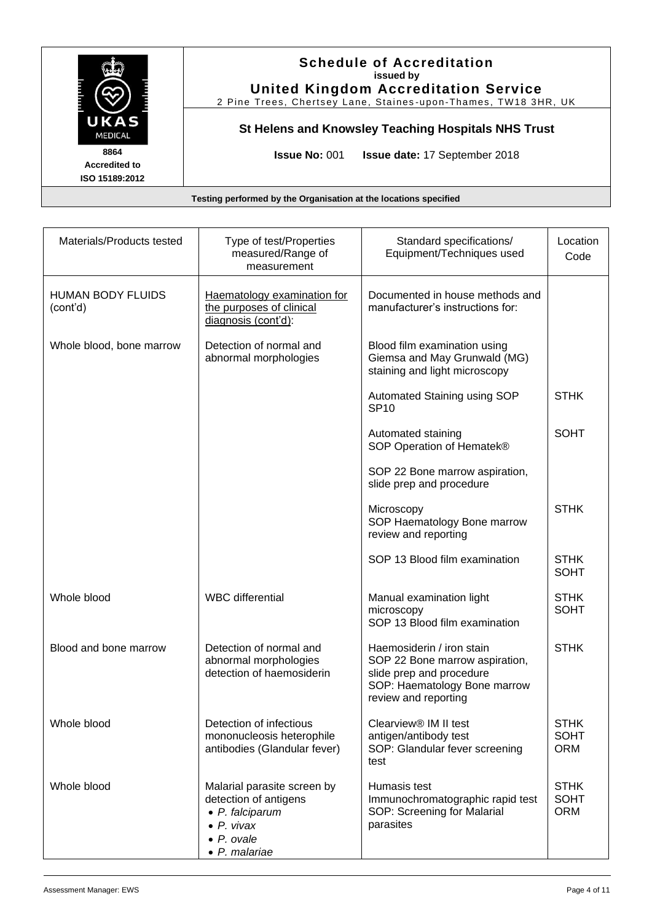**Schedule of Accreditation**
**issued by**
**United Kingdom Accreditation Service**
2 Pine Trees, Chertsey Lane, Staines-upon-Thames, TW18 3HR, UK

UKAS MEDICAL
**8864**
**Accredited to**
**ISO 15189:2012**

**St Helens and Knowsley Teaching Hospitals NHS Trust**

**Issue No:** 001 **Issue date:** 17 September 2018

**Testing performed by the Organisation at the locations specified**

| Materials/Products tested | Type of test/Properties measured/Range of measurement | Standard specifications/ Equipment/Techniques used | Location Code |
|---|---|---|---|
| HUMAN BODY FLUIDS (cont'd) | Haematology examination for the purposes of clinical diagnosis (cont'd): | Documented in house methods and manufacturer's instructions for: | |
| Whole blood, bone marrow | Detection of normal and abnormal morphologies | Blood film examination using Giemsa and May Grunwald (MG) staining and light microscopy | |
| | | Automated Staining using SOP SP10 | STHK |
| | | Automated staining SOP Operation of Hematek® | SOHT |
| | | SOP 22 Bone marrow aspiration, slide prep and procedure | |
| | | Microscopy SOP Haematology Bone marrow review and reporting | STHK |
| | | SOP 13 Blood film examination | STHK SOHT |
| Whole blood | WBC differential | Manual examination light microscopy SOP 13 Blood film examination | STHK SOHT |
| Blood and bone marrow | Detection of normal and abnormal morphologies detection of haemosiderin | Haemosiderin / iron stain SOP 22 Bone marrow aspiration, slide prep and procedure SOP: Haematology Bone marrow review and reporting | STHK |
| Whole blood | Detection of infectious mononucleosis heterophile antibodies (Glandular fever) | Clearview® IM II test antigen/antibody test SOP: Glandular fever screening test | STHK SOHT ORM |
| Whole blood | Malarial parasite screen by detection of antigens<br>• *P. falciparum*<br>• *P. vivax*<br>• *P. ovale*<br>• *P. malariae* | Humasis test Immunochromatographic rapid test SOP: Screening for Malarial parasites | STHK SOHT ORM |

Assessment Manager: EWS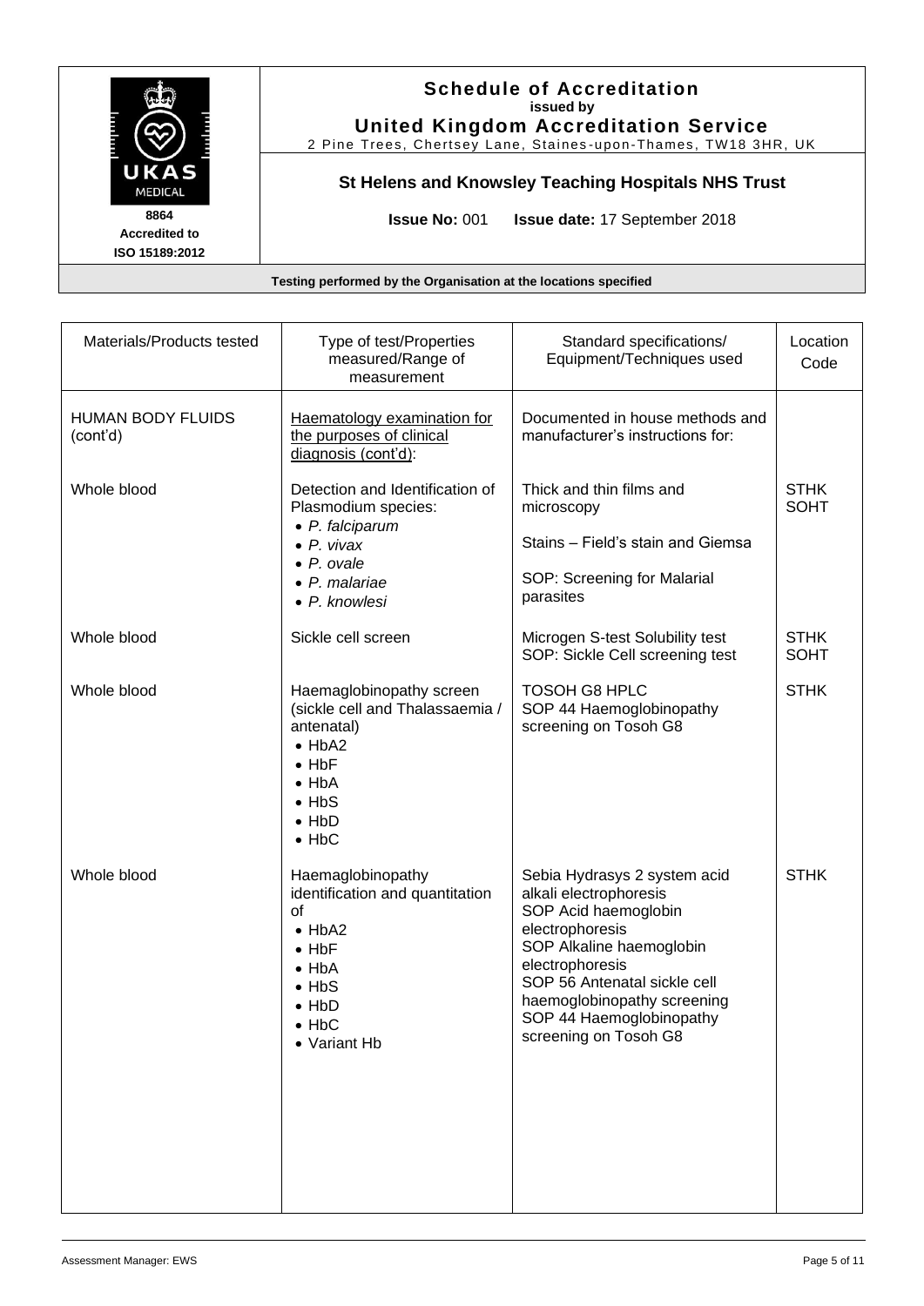# Schedule of Accreditation

**issued by**

**United Kingdom Accreditation Service**

2 Pine Trees, Chertsey Lane, Staines-upon-Thames, TW18 3HR, UK

8864
Accredited to
ISO 15189:2012

## St Helens and Knowsley Teaching Hospitals NHS Trust

**Issue No:** 001 **Issue date:** 17 September 2018

**Testing performed by the Organisation at the locations specified**

| Materials/Products tested | Type of test/Properties measured/Range of measurement | Standard specifications/ Equipment/Techniques used | Location Code |
|---|---|---|---|
| HUMAN BODY FLUIDS (cont'd) | Haematology examination for the purposes of clinical diagnosis (cont'd): | Documented in house methods and manufacturer's instructions for: | |
| Whole blood | Detection and Identification of Plasmodium species:<br>• *P. falciparum*<br>• *P. vivax*<br>• *P. ovale*<br>• *P. malariae*<br>• *P. knowlesi* | Thick and thin films and microscopy<br><br>Stains – Field's stain and Giemsa<br><br>SOP: Screening for Malarial parasites | STHK<br>SOHT |
| Whole blood | Sickle cell screen | Microgen S-test Solubility test<br>SOP: Sickle Cell screening test | STHK<br>SOHT |
| Whole blood | Haemaglobinopathy screen (sickle cell and Thalassaemia / antenatal)<br>• HbA2<br>• HbF<br>• HbA<br>• HbS<br>• HbD<br>• HbC | TOSOH G8 HPLC<br>SOP 44 Haemoglobinopathy screening on Tosoh G8 | STHK |
| Whole blood | Haemaglobinopathy identification and quantitation of<br>• HbA2<br>• HbF<br>• HbA<br>• HbS<br>• HbD<br>• HbC<br>• Variant Hb | Sebia Hydrasys 2 system acid alkali electrophoresis<br>SOP Acid haemoglobin electrophoresis<br>SOP Alkaline haemoglobin electrophoresis<br>SOP 56 Antenatal sickle cell haemoglobinopathy screening<br>SOP 44 Haemoglobinopathy screening on Tosoh G8 | STHK |

Assessment Manager: EWS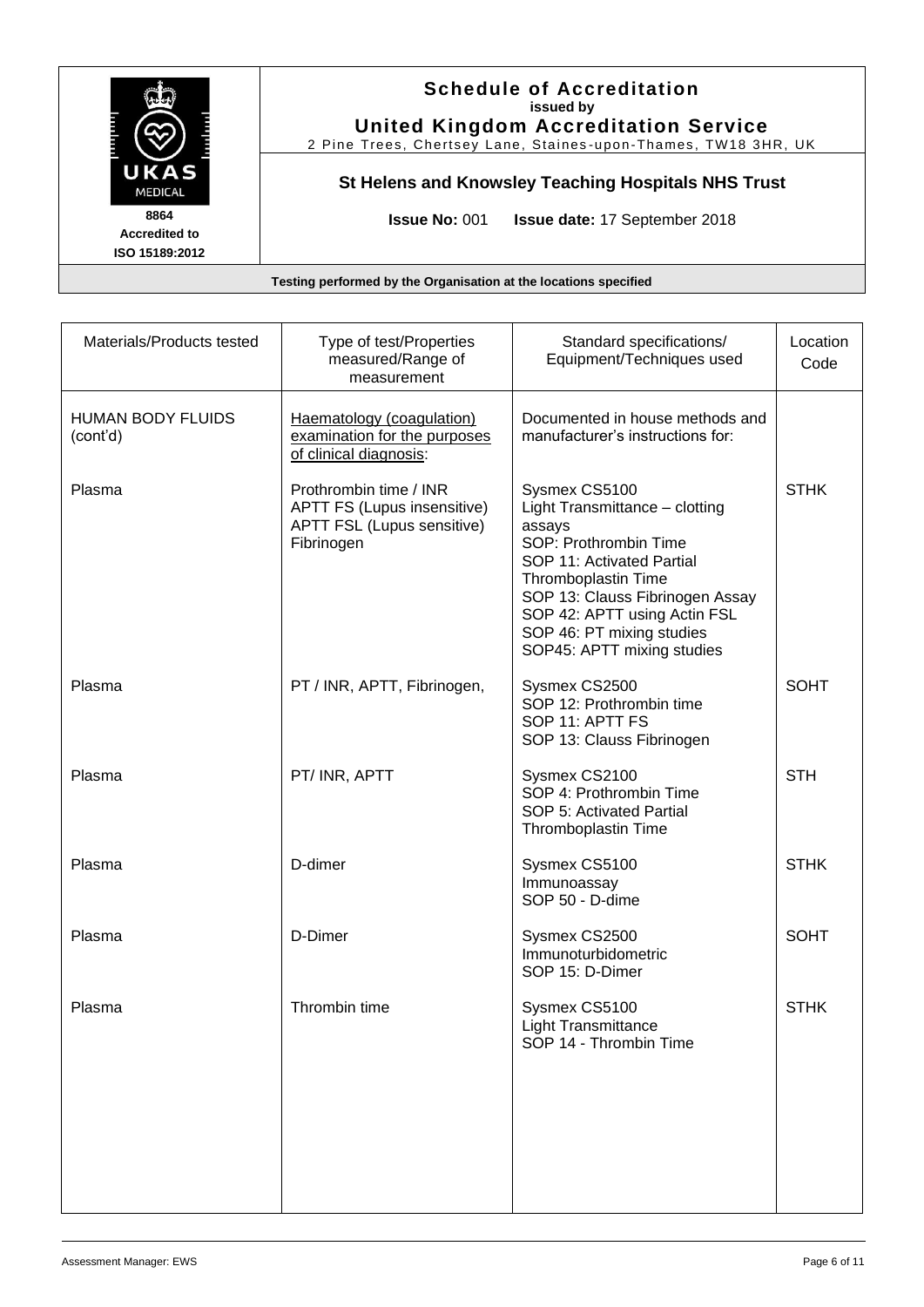# Schedule of Accreditation

issued by

**United Kingdom Accreditation Service**

2 Pine Trees, Chertsey Lane, Staines-upon-Thames, TW18 3HR, UK

8864
Accredited to
ISO 15189:2012

**St Helens and Knowsley Teaching Hospitals NHS Trust**

**Issue No:** 001 **Issue date:** 17 September 2018

**Testing performed by the Organisation at the locations specified**

| Materials/Products tested | Type of test/Properties measured/Range of measurement | Standard specifications/ Equipment/Techniques used | Location Code |
|---|---|---|---|
| HUMAN BODY FLUIDS (cont'd) | Haematology (coagulation) examination for the purposes of clinical diagnosis: | Documented in house methods and manufacturer's instructions for: | |
| Plasma | Prothrombin time / INR<br>APTT FS (Lupus insensitive)<br>APTT FSL (Lupus sensitive)<br>Fibrinogen | Sysmex CS5100<br>Light Transmittance – clotting assays<br>SOP: Prothrombin Time<br>SOP 11: Activated Partial Thromboplastin Time<br>SOP 13: Clauss Fibrinogen Assay<br>SOP 42: APTT using Actin FSL<br>SOP 46: PT mixing studies<br>SOP45: APTT mixing studies | STHK |
| Plasma | PT / INR, APTT, Fibrinogen, | Sysmex CS2500<br>SOP 12: Prothrombin time<br>SOP 11: APTT FS<br>SOP 13: Clauss Fibrinogen | SOHT |
| Plasma | PT/ INR, APTT | Sysmex CS2100<br>SOP 4: Prothrombin Time<br>SOP 5: Activated Partial Thromboplastin Time | STH |
| Plasma | D-dimer | Sysmex CS5100<br>Immunoassay<br>SOP 50 - D-dime | STHK |
| Plasma | D-Dimer | Sysmex CS2500<br>Immunoturbidometric<br>SOP 15: D-Dimer | SOHT |
| Plasma | Thrombin time | Sysmex CS5100<br>Light Transmittance<br>SOP 14 - Thrombin Time | STHK |

Assessment Manager: EWS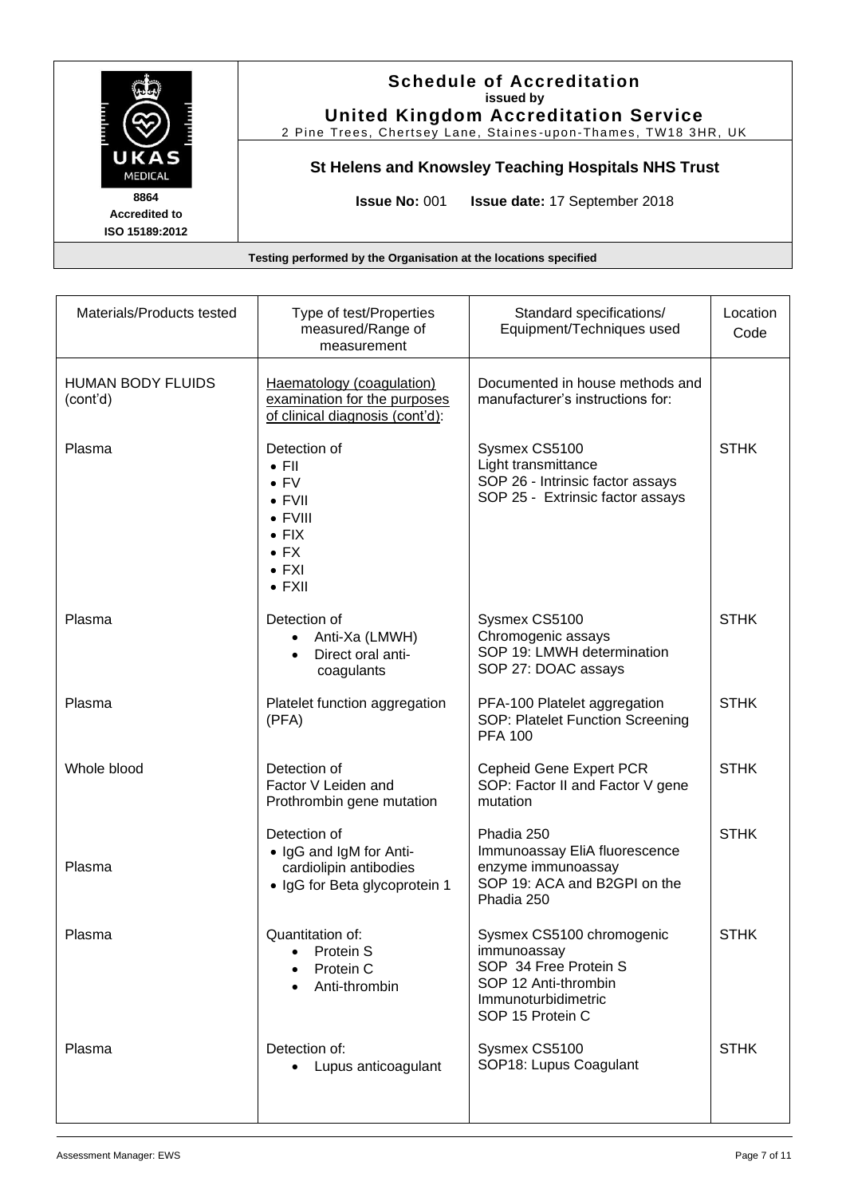**Schedule of Accreditation**
**issued by**
**United Kingdom Accreditation Service**
2 Pine Trees, Chertsey Lane, Staines-upon-Thames, TW18 3HR, UK

**8864**
**Accredited to**
**ISO 15189:2012**

**St Helens and Knowsley Teaching Hospitals NHS Trust**

**Issue No:** 001 **Issue date:** 17 September 2018

**Testing performed by the Organisation at the locations specified**

| Materials/Products tested | Type of test/Properties measured/Range of measurement | Standard specifications/ Equipment/Techniques used | Location Code |
|---|---|---|---|
| HUMAN BODY FLUIDS (cont'd) | Haematology (coagulation) examination for the purposes of clinical diagnosis (cont'd): | Documented in house methods and manufacturer's instructions for: | |
| Plasma | Detection of<br>• FII<br>• FV<br>• FVII<br>• FVIII<br>• FIX<br>• FX<br>• FXI<br>• FXII | Sysmex CS5100<br>Light transmittance<br>SOP 26 - Intrinsic factor assays<br>SOP 25 - Extrinsic factor assays | STHK |
| Plasma | Detection of<br>• Anti-Xa (LMWH)<br>• Direct oral anti-coagulants | Sysmex CS5100<br>Chromogenic assays<br>SOP 19: LMWH determination<br>SOP 27: DOAC assays | STHK |
| Plasma | Platelet function aggregation (PFA) | PFA-100 Platelet aggregation<br>SOP: Platelet Function Screening PFA 100 | STHK |
| Whole blood | Detection of<br>Factor V Leiden and Prothrombin gene mutation | Cepheid Gene Expert PCR<br>SOP: Factor II and Factor V gene mutation | STHK |
| Plasma | Detection of<br>• IgG and IgM for Anti-cardiolipin antibodies<br>• IgG for Beta glycoprotein 1 | Phadia 250<br>Immunoassay EliA fluorescence enzyme immunoassay<br>SOP 19: ACA and B2GPI on the Phadia 250 | STHK |
| Plasma | Quantitation of:<br>• Protein S<br>• Protein C<br>• Anti-thrombin | Sysmex CS5100 chromogenic immunoassay<br>SOP 34 Free Protein S<br>SOP 12 Anti-thrombin<br>Immunoturbidimetric<br>SOP 15 Protein C | STHK |
| Plasma | Detection of:<br>• Lupus anticoagulant | Sysmex CS5100<br>SOP18: Lupus Coagulant | STHK |

Assessment Manager: EWS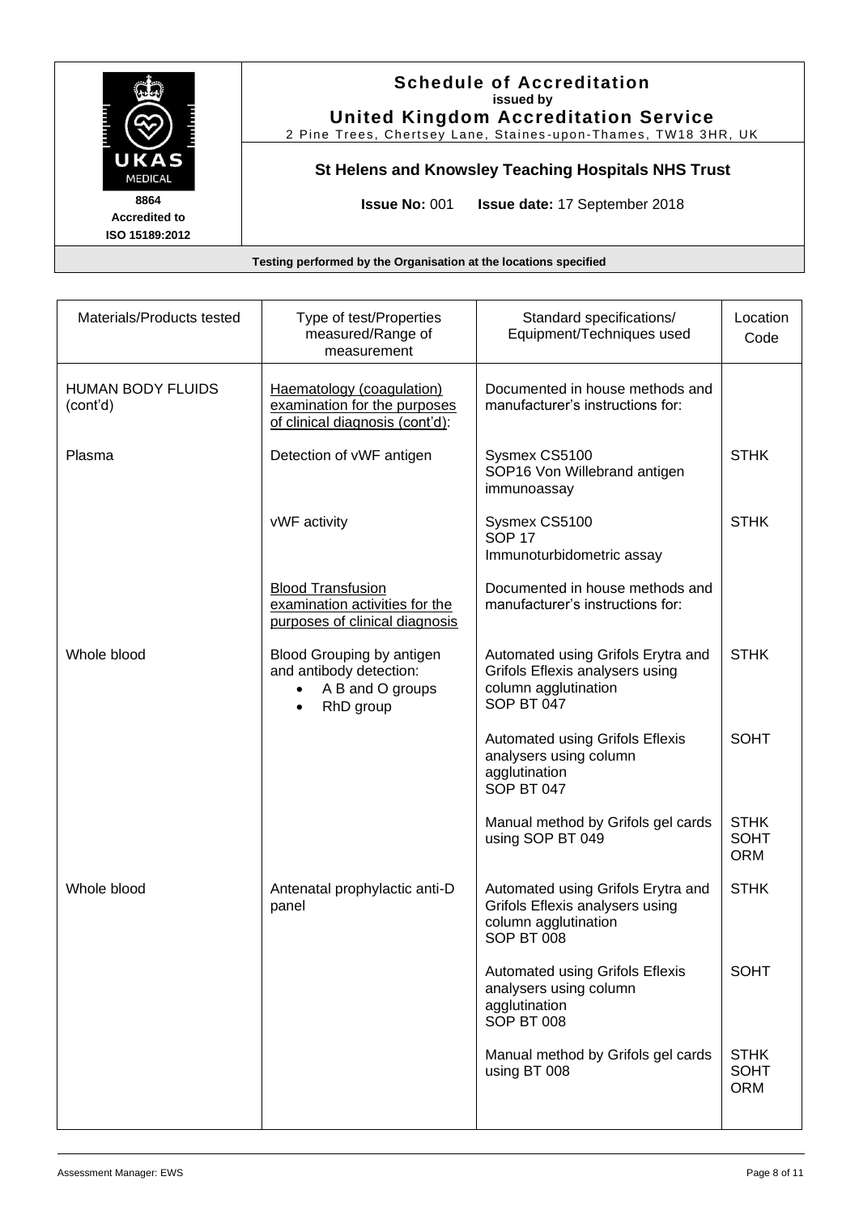**Schedule of Accreditation**
**issued by**
**United Kingdom Accreditation Service**
2 Pine Trees, Chertsey Lane, Staines-upon-Thames, TW18 3HR, UK

**St Helens and Knowsley Teaching Hospitals NHS Trust**

8864
Accredited to
ISO 15189:2012

**Issue No:** 001 **Issue date:** 17 September 2018

**Testing performed by the Organisation at the locations specified**

| Materials/Products tested | Type of test/Properties measured/Range of measurement | Standard specifications/ Equipment/Techniques used | Location Code |
|---|---|---|---|
| HUMAN BODY FLUIDS (cont'd) | Haematology (coagulation) examination for the purposes of clinical diagnosis (cont'd): | Documented in house methods and manufacturer's instructions for: | |
| Plasma | Detection of vWF antigen | Sysmex CS5100<br>SOP16 Von Willebrand antigen immunoassay | STHK |
| | vWF activity | Sysmex CS5100<br>SOP 17<br>Immunoturbidometric assay | STHK |
| | Blood Transfusion examination activities for the purposes of clinical diagnosis | Documented in house methods and manufacturer's instructions for: | |
| Whole blood | Blood Grouping by antigen and antibody detection:<br>• A B and O groups<br>• RhD group | Automated using Grifols Erytra and Grifols Eflexis analysers using column agglutination<br>SOP BT 047 | STHK |
| | | Automated using Grifols Eflexis analysers using column agglutination<br>SOP BT 047 | SOHT |
| | | Manual method by Grifols gel cards using SOP BT 049 | STHK<br>SOHT<br>ORM |
| Whole blood | Antenatal prophylactic anti-D panel | Automated using Grifols Erytra and Grifols Eflexis analysers using column agglutination<br>SOP BT 008 | STHK |
| | | Automated using Grifols Eflexis analysers using column agglutination<br>SOP BT 008 | SOHT |
| | | Manual method by Grifols gel cards using BT 008 | STHK<br>SOHT<br>ORM |

Assessment Manager: EWS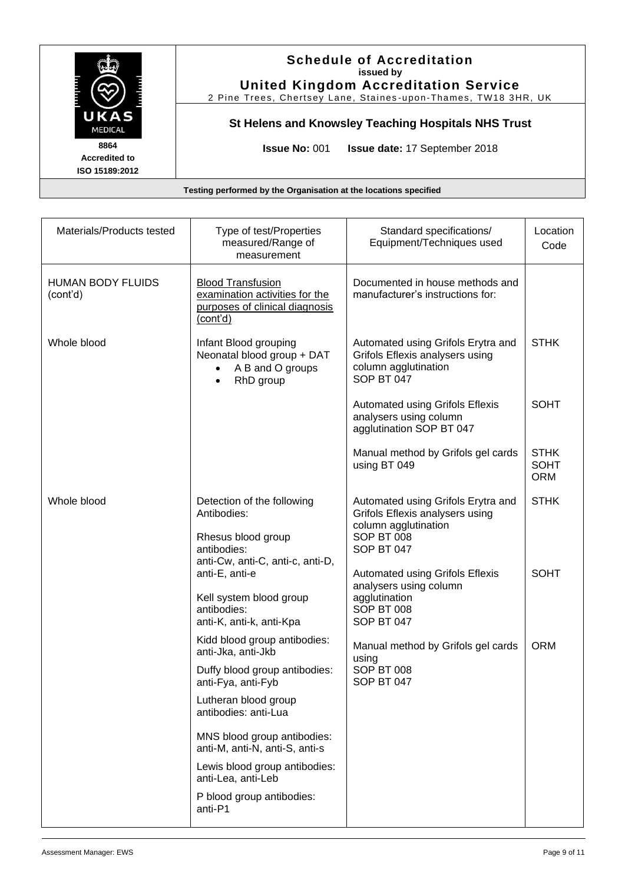# Schedule of Accreditation
**issued by**
**United Kingdom Accreditation Service**
2 Pine Trees, Chertsey Lane, Staines-upon-Thames, TW18 3HR, UK

**St Helens and Knowsley Teaching Hospitals NHS Trust**

**Issue No:** 001 **Issue date:** 17 September 2018

8864
Accredited to
ISO 15189:2012

**Testing performed by the Organisation at the locations specified**

| Materials/Products tested | Type of test/Properties measured/Range of measurement | Standard specifications/ Equipment/Techniques used | Location Code |
|---|---|---|---|
| HUMAN BODY FLUIDS (cont'd) | Blood Transfusion examination activities for the purposes of clinical diagnosis (cont'd) | Documented in house methods and manufacturer's instructions for: | |
| Whole blood | Infant Blood grouping<br>Neonatal blood group + DAT<br>• A B and O groups<br>• RhD group | Automated using Grifols Erytra and Grifols Eflexis analysers using column agglutination SOP BT 047 | STHK |
| | | Automated using Grifols Eflexis analysers using column agglutination SOP BT 047 | SOHT |
| | | Manual method by Grifols gel cards using BT 049 | STHK<br>SOHT<br>ORM |
| Whole blood | Detection of the following Antibodies:<br><br>Rhesus blood group antibodies:<br>anti-Cw, anti-C, anti-c, anti-D, anti-E, anti-e<br><br>Kell system blood group antibodies:<br>anti-K, anti-k, anti-Kpa<br><br>Kidd blood group antibodies:<br>anti-Jka, anti-Jkb<br><br>Duffy blood group antibodies:<br>anti-Fya, anti-Fyb<br><br>Lutheran blood group antibodies: anti-Lua<br><br>MNS blood group antibodies:<br>anti-M, anti-N, anti-S, anti-s<br><br>Lewis blood group antibodies:<br>anti-Lea, anti-Leb<br><br>P blood group antibodies:<br>anti-P1 | Automated using Grifols Erytra and Grifols Eflexis analysers using column agglutination<br>SOP BT 008<br>SOP BT 047 | STHK |
| | | Automated using Grifols Eflexis analysers using column agglutination<br>SOP BT 008<br>SOP BT 047 | SOHT |
| | | Manual method by Grifols gel cards using<br>SOP BT 008<br>SOP BT 047 | ORM |

Assessment Manager: EWS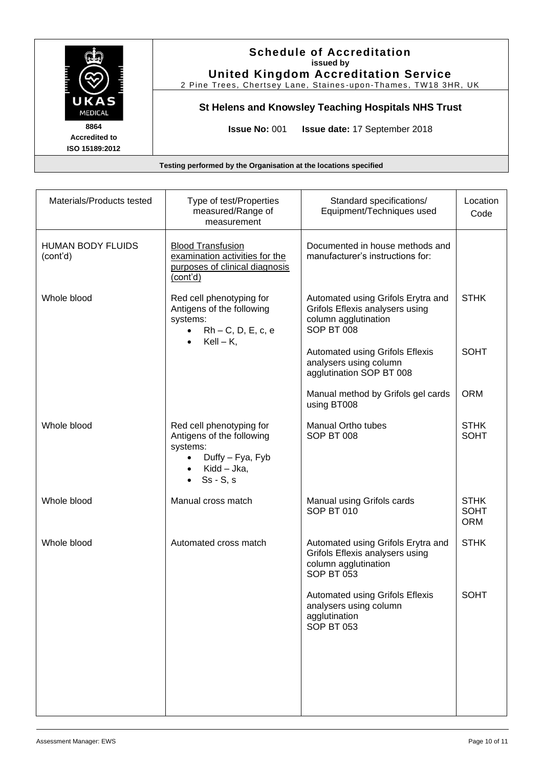**Schedule of Accreditation**
**issued by**
**United Kingdom Accreditation Service**
2 Pine Trees, Chertsey Lane, Staines-upon-Thames, TW18 3HR, UK

UKAS MEDICAL
**8864**
**Accredited to**
**ISO 15189:2012**

**St Helens and Knowsley Teaching Hospitals NHS Trust**

**Issue No:** 001 **Issue date:** 17 September 2018

**Testing performed by the Organisation at the locations specified**

| Materials/Products tested | Type of test/Properties measured/Range of measurement | Standard specifications/ Equipment/Techniques used | Location Code |
|---|---|---|---|
| HUMAN BODY FLUIDS (cont'd) | Blood Transfusion examination activities for the purposes of clinical diagnosis (cont'd) | Documented in house methods and manufacturer's instructions for: | |
| Whole blood | Red cell phenotyping for Antigens of the following systems:<br>• Rh – C, D, E, c, e<br>• Kell – K, | Automated using Grifols Erytra and Grifols Eflexis analysers using column agglutination SOP BT 008 | STHK |
| | | Automated using Grifols Eflexis analysers using column agglutination SOP BT 008 | SOHT |
| | | Manual method by Grifols gel cards using BT008 | ORM |
| Whole blood | Red cell phenotyping for Antigens of the following systems:<br>• Duffy – Fya, Fyb<br>• Kidd – Jka,<br>• Ss - S, s | Manual Ortho tubes SOP BT 008 | STHK<br>SOHT |
| Whole blood | Manual cross match | Manual using Grifols cards SOP BT 010 | STHK<br>SOHT<br>ORM |
| Whole blood | Automated cross match | Automated using Grifols Erytra and Grifols Eflexis analysers using column agglutination SOP BT 053 | STHK |
| | | Automated using Grifols Eflexis analysers using column agglutination SOP BT 053 | SOHT |

Assessment Manager: EWS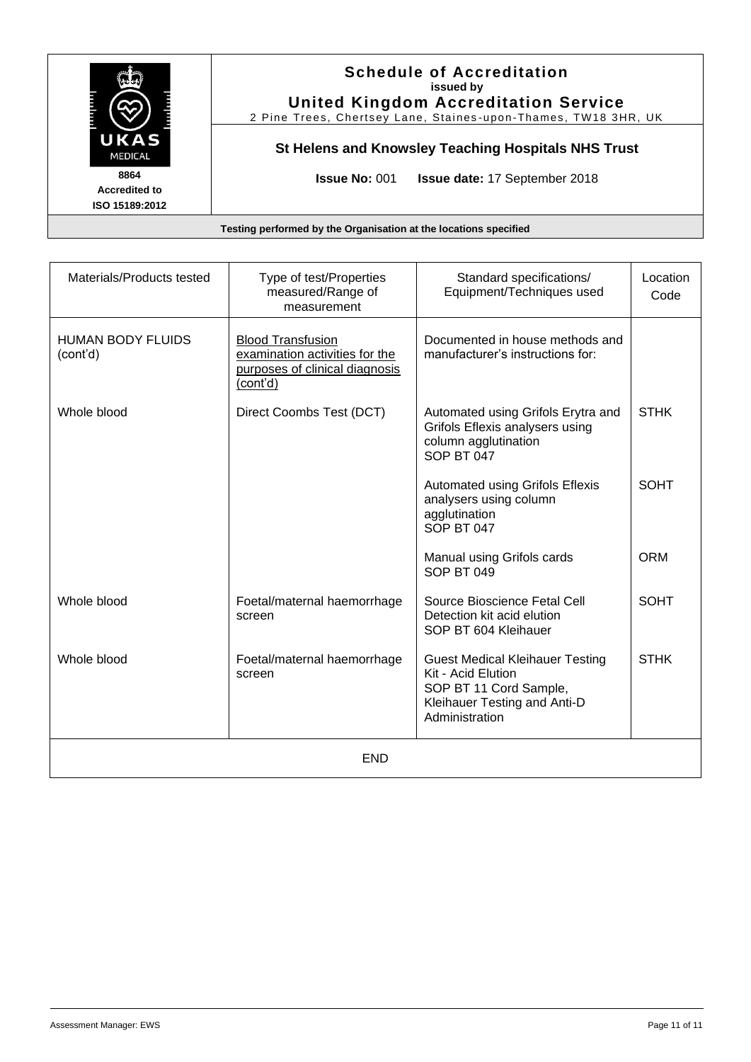**Schedule of Accreditation**
**issued by**
**United Kingdom Accreditation Service**
2 Pine Trees, Chertsey Lane, Staines-upon-Thames, TW18 3HR, UK

**8864**
**Accredited to**
**ISO 15189:2012**

**St Helens and Knowsley Teaching Hospitals NHS Trust**

**Issue No:** 001 **Issue date:** 17 September 2018

**Testing performed by the Organisation at the locations specified**

| Materials/Products tested | Type of test/Properties measured/Range of measurement | Standard specifications/ Equipment/Techniques used | Location Code |
|---|---|---|---|
| HUMAN BODY FLUIDS (cont'd) | Blood Transfusion examination activities for the purposes of clinical diagnosis (cont'd) | Documented in house methods and manufacturer's instructions for: | |
| Whole blood | Direct Coombs Test (DCT) | Automated using Grifols Erytra and Grifols Eflexis analysers using column agglutination SOP BT 047 | STHK |
| | | Automated using Grifols Eflexis analysers using column agglutination SOP BT 047 | SOHT |
| | | Manual using Grifols cards SOP BT 049 | ORM |
| Whole blood | Foetal/maternal haemorrhage screen | Source Bioscience Fetal Cell Detection kit acid elution SOP BT 604 Kleihauer | SOHT |
| Whole blood | Foetal/maternal haemorrhage screen | Guest Medical Kleihauer Testing Kit - Acid Elution SOP BT 11 Cord Sample, Kleihauer Testing and Anti-D Administration | STHK |

END

Assessment Manager: EWS